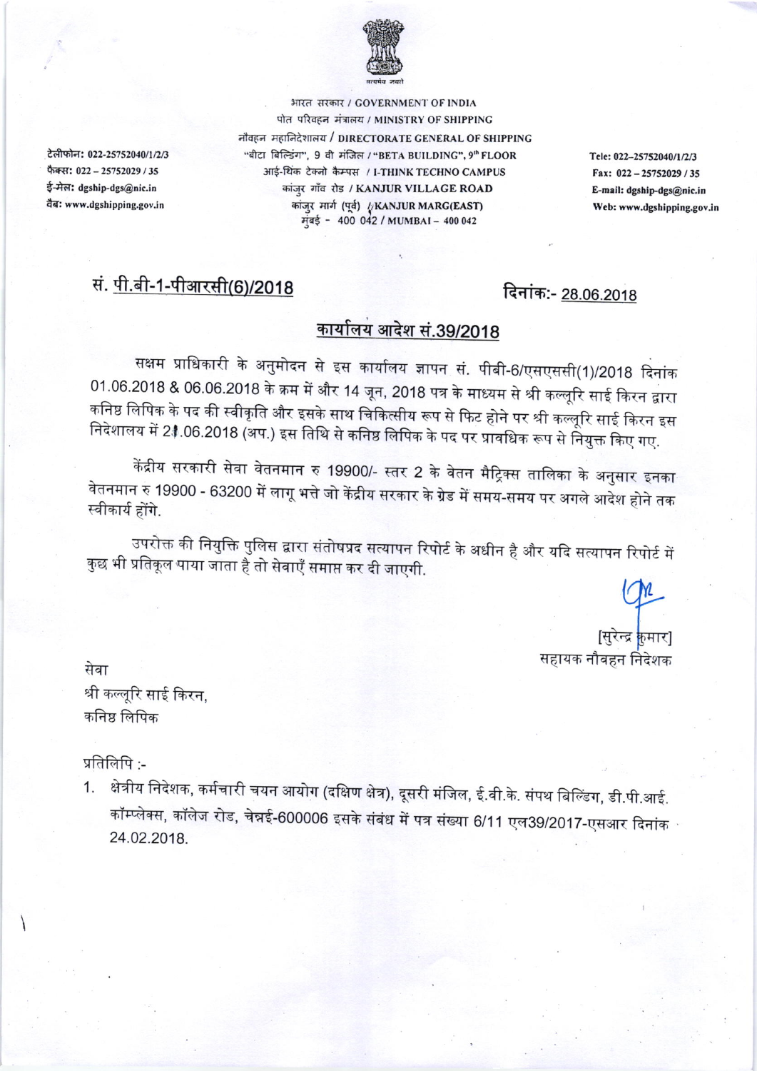भारत सरकार / GOVERNMENT OF INDIA
पोत परिवहन मंत्रालय / MINISTRY OF SHIPPING
नौवहन महानिदेशालय / DIRECTORATE GENERAL OF SHIPPING
"बीटा बिल्डिंग", 9 वी मंजिल / "BETA BUILDING", 9th FLOOR
आई-थिंक टेक्नो कैम्पस / I-THINK TECHNO CAMPUS
कांजुर गाँव रोड / KANJUR VILLAGE ROAD
कांजुर मार्ग (पूर्व) / KANJUR MARG(EAST)
मुंबई - 400 042 / MUMBAI – 400 042

टेलीफोन: 022-25752040/1/2/3
फैक्स: 022 – 25752029 / 35
ई-मेल: dgship-dgs@nic.in
वैब: www.dgshipping.gov.in

Tele: 022–25752040/1/2/3
Fax: 022 – 25752029 / 35
E-mail: dgship-dgs@nic.in
Web: www.dgshipping.gov.in

सं. पी.बी-1-पीआरसी(6)/2018 — दिनांक:- 28.06.2018

## कार्यालय आदेश सं.39/2018

सक्षम प्राधिकारी के अनुमोदन से इस कार्यालय ज्ञापन सं. पीबी-6/एसएससी(1)/2018 दिनांक 01.06.2018 & 06.06.2018 के क्रम में और 14 जून, 2018 पत्र के माध्यम से श्री कल्लूरि साई किरन द्वारा कनिष्ठ लिपिक के पद की स्वीकृति और इसके साथ चिकित्सीय रूप से फिट होने पर श्री कल्लूरि साई किरन इस निदेशालय में 21.06.2018 (अप.) इस तिथि से कनिष्ठ लिपिक के पद पर प्रावधिक रूप से नियुक्त किए गए.

केंद्रीय सरकारी सेवा वेतनमान रु 19900/- स्तर 2 के वेतन मैट्रिक्स तालिका के अनुसार इनका वेतनमान रु 19900 - 63200 में लागू भत्ते जो केंद्रीय सरकार के ग्रेड में समय-समय पर अगले आदेश होने तक स्वीकार्य होंगे.

उपरोक्त की नियुक्ति पुलिस द्वारा संतोषप्रद सत्यापन रिपोर्ट के अधीन है और यदि सत्यापन रिपोर्ट में कुछ भी प्रतिकूल पाया जाता है तो सेवाएँ समाप्त कर दी जाएगी.

[सुरेन्द्र कुमार]
सहायक नौवहन निदेशक

सेवा
श्री कल्लूरि साई किरन,
कनिष्ठ लिपिक

प्रतिलिपि :-

1. क्षेत्रीय निदेशक, कर्मचारी चयन आयोग (दक्षिण क्षेत्र), दूसरी मंजिल, ई.वी.के. संपथ बिल्डिंग, डी.पी.आई. कॉम्प्लेक्स, कॉलेज रोड, चेन्नई-600006 इसके संबंध में पत्र संख्या 6/11 एल39/2017-एसआर दिनांक 24.02.2018.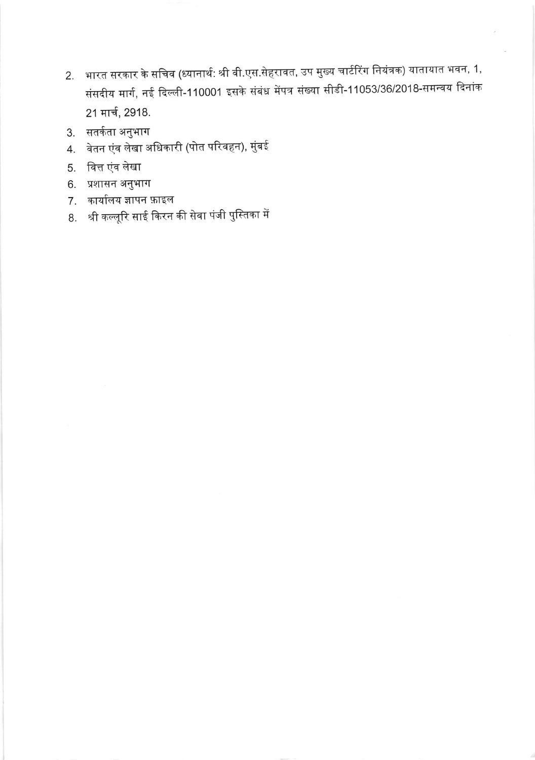2. भारत सरकार के सचिव (ध्यानार्थ: श्री वी.एस.सेहरावत, उप मुख्य चार्टरिंग नियंत्रक) यातायात भवन, 1, संसदीय मार्ग, नई दिल्ली-110001 इसके संबंध मेंपत्र संख्या सीडी-11053/36/2018-समन्वय दिनांक 21 मार्च, 2918.
3. सतर्कता अनुभाग
4. वेतन एंव लेखा अधिकारी (पोत परिवहन), मुंबई
5. वित्त एंव लेखा
6. प्रशासन अनुभाग
7. कार्यालय ज्ञापन फ़ाइल
8. श्री कल्लूरि साई किरन की सेवा पंजी पुस्तिका में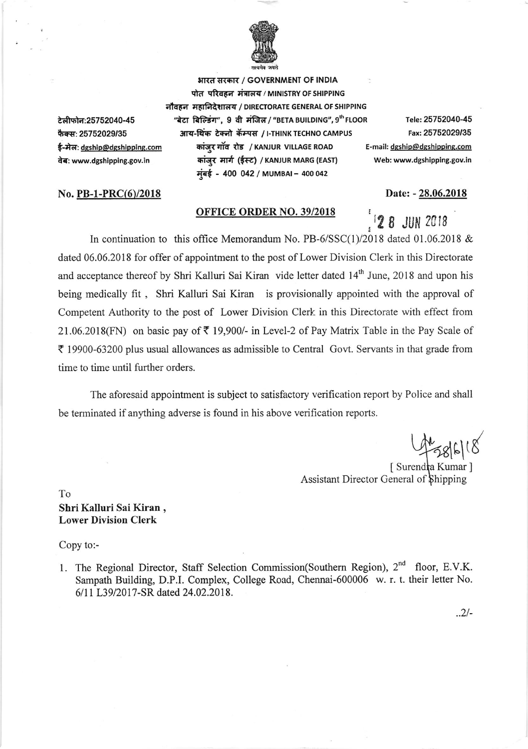भारत सरकार / GOVERNMENT OF INDIA
पोत परिवहन मंत्रालय / MINISTRY OF SHIPPING
नौवहन महानिदेशालय / DIRECTORATE GENERAL OF SHIPPING
"बेटा बिल्डिंग", 9 वी मंजिल / "BETA BUILDING", 9th FLOOR
आय-थिंक टेक्नो कॅम्पस / I-THINK TECHNO CAMPUS
कांजुर गाँव रोड / KANJUR VILLAGE ROAD
कांजुर मार्ग (ईस्ट) / KANJUR MARG (EAST)
मुंबई - 400 042 / MUMBAI – 400 042

टेलीफोन:25752040-45
फैक्स: 25752029/35
ई-मेल: dgship@dgshipping.com
वेब: www.dgshipping.gov.in

Tele: 25752040-45
Fax: 25752029/35
E-mail: dgship@dgshipping.com
Web: www.dgshipping.gov.in

**No. PB-1-PRC(6)/2018** **Date: - 28.06.2018**

**OFFICE ORDER NO. 39/2018**

28 JUN 2018

In continuation to this office Memorandum No. PB-6/SSC(1)/2018 dated 01.06.2018 & dated 06.06.2018 for offer of appointment to the post of Lower Division Clerk in this Directorate and acceptance thereof by Shri Kalluri Sai Kiran vide letter dated 14th June, 2018 and upon his being medically fit, Shri Kalluri Sai Kiran is provisionally appointed with the approval of Competent Authority to the post of Lower Division Clerk in this Directorate with effect from 21.06.2018(FN) on basic pay of ₹ 19,900/- in Level-2 of Pay Matrix Table in the Pay Scale of ₹ 19900-63200 plus usual allowances as admissible to Central Govt. Servants in that grade from time to time until further orders.

The aforesaid appointment is subject to satisfactory verification report by Police and shall be terminated if anything adverse is found in his above verification reports.

28/6/18
[ Surendra Kumar ]
Assistant Director General of Shipping

To
**Shri Kalluri Sai Kiran ,**
**Lower Division Clerk**

Copy to:-

1. The Regional Director, Staff Selection Commission(Southern Region), 2nd floor, E.V.K. Sampath Building, D.P.I. Complex, College Road, Chennai-600006 w. r. t. their letter No. 6/11 L39/2017-SR dated 24.02.2018.

..2/-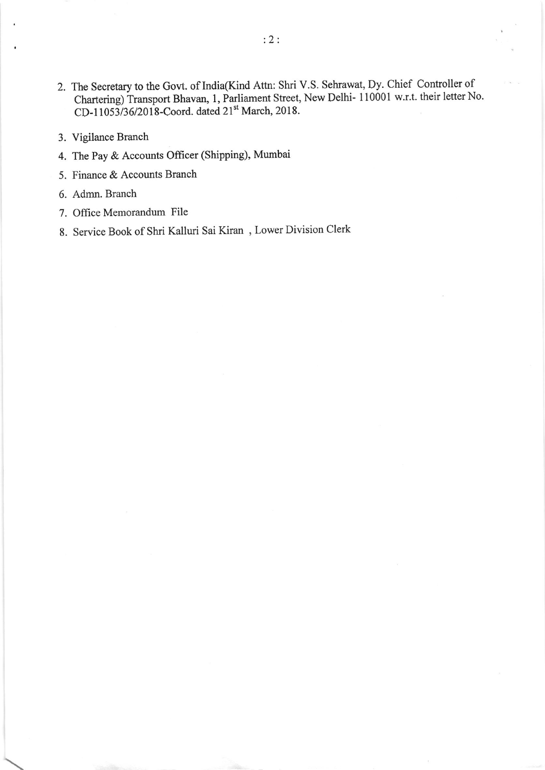2. The Secretary to the Govt. of India(Kind Attn: Shri V.S. Sehrawat, Dy. Chief Controller of Chartering) Transport Bhavan, 1, Parliament Street, New Delhi- 110001 w.r.t. their letter No. CD-11053/36/2018-Coord. dated 21st March, 2018.
3. Vigilance Branch
4. The Pay & Accounts Officer (Shipping), Mumbai
5. Finance & Accounts Branch
6. Admn. Branch
7. Office Memorandum File
8. Service Book of Shri Kalluri Sai Kiran , Lower Division Clerk